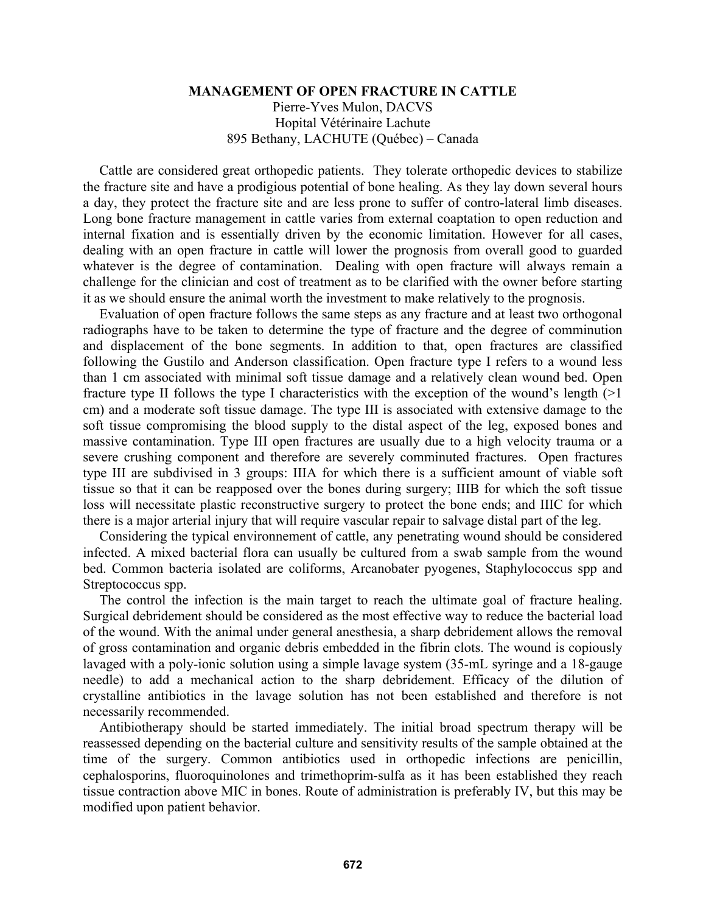# MANAGEMENT OF OPEN FRACTURE IN CATTLE

Pierre-Yves Mulon, DACVS
Hopital Vétérinaire Lachute
895 Bethany, LACHUTE (Québec) – Canada

Cattle are considered great orthopedic patients. They tolerate orthopedic devices to stabilize the fracture site and have a prodigious potential of bone healing. As they lay down several hours a day, they protect the fracture site and are less prone to suffer of contro-lateral limb diseases. Long bone fracture management in cattle varies from external coaptation to open reduction and internal fixation and is essentially driven by the economic limitation. However for all cases, dealing with an open fracture in cattle will lower the prognosis from overall good to guarded whatever is the degree of contamination. Dealing with open fracture will always remain a challenge for the clinician and cost of treatment as to be clarified with the owner before starting it as we should ensure the animal worth the investment to make relatively to the prognosis.

Evaluation of open fracture follows the same steps as any fracture and at least two orthogonal radiographs have to be taken to determine the type of fracture and the degree of comminution and displacement of the bone segments. In addition to that, open fractures are classified following the Gustilo and Anderson classification. Open fracture type I refers to a wound less than 1 cm associated with minimal soft tissue damage and a relatively clean wound bed. Open fracture type II follows the type I characteristics with the exception of the wound's length (>1 cm) and a moderate soft tissue damage. The type III is associated with extensive damage to the soft tissue compromising the blood supply to the distal aspect of the leg, exposed bones and massive contamination. Type III open fractures are usually due to a high velocity trauma or a severe crushing component and therefore are severely comminuted fractures. Open fractures type III are subdivised in 3 groups: IIIA for which there is a sufficient amount of viable soft tissue so that it can be reapposed over the bones during surgery; IIIB for which the soft tissue loss will necessitate plastic reconstructive surgery to protect the bone ends; and IIIC for which there is a major arterial injury that will require vascular repair to salvage distal part of the leg.

Considering the typical environnement of cattle, any penetrating wound should be considered infected. A mixed bacterial flora can usually be cultured from a swab sample from the wound bed. Common bacteria isolated are coliforms, Arcanobater pyogenes, Staphylococcus spp and Streptococcus spp.

The control the infection is the main target to reach the ultimate goal of fracture healing. Surgical debridement should be considered as the most effective way to reduce the bacterial load of the wound. With the animal under general anesthesia, a sharp debridement allows the removal of gross contamination and organic debris embedded in the fibrin clots. The wound is copiously lavaged with a poly-ionic solution using a simple lavage system (35-mL syringe and a 18-gauge needle) to add a mechanical action to the sharp debridement. Efficacy of the dilution of crystalline antibiotics in the lavage solution has not been established and therefore is not necessarily recommended.

Antibiotherapy should be started immediately. The initial broad spectrum therapy will be reassessed depending on the bacterial culture and sensitivity results of the sample obtained at the time of the surgery. Common antibiotics used in orthopedic infections are penicillin, cephalosporins, fluoroquinolones and trimethoprim-sulfa as it has been established they reach tissue contraction above MIC in bones. Route of administration is preferably IV, but this may be modified upon patient behavior.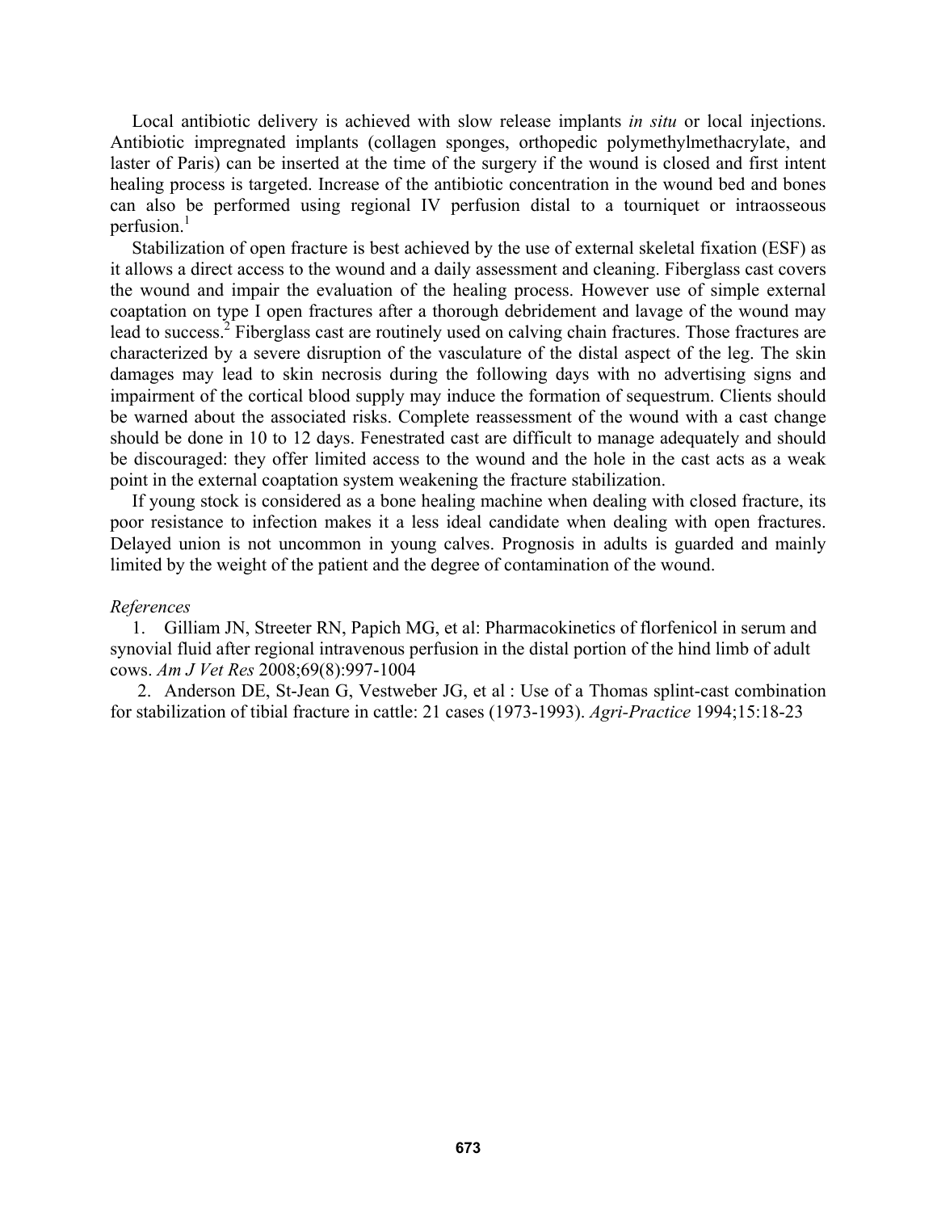Local antibiotic delivery is achieved with slow release implants *in situ* or local injections. Antibiotic impregnated implants (collagen sponges, orthopedic polymethylmethacrylate, and laster of Paris) can be inserted at the time of the surgery if the wound is closed and first intent healing process is targeted. Increase of the antibiotic concentration in the wound bed and bones can also be performed using regional IV perfusion distal to a tourniquet or intraosseous perfusion.[1]

Stabilization of open fracture is best achieved by the use of external skeletal fixation (ESF) as it allows a direct access to the wound and a daily assessment and cleaning. Fiberglass cast covers the wound and impair the evaluation of the healing process. However use of simple external coaptation on type I open fractures after a thorough debridement and lavage of the wound may lead to success.[2] Fiberglass cast are routinely used on calving chain fractures. Those fractures are characterized by a severe disruption of the vasculature of the distal aspect of the leg. The skin damages may lead to skin necrosis during the following days with no advertising signs and impairment of the cortical blood supply may induce the formation of sequestrum. Clients should be warned about the associated risks. Complete reassessment of the wound with a cast change should be done in 10 to 12 days. Fenestrated cast are difficult to manage adequately and should be discouraged: they offer limited access to the wound and the hole in the cast acts as a weak point in the external coaptation system weakening the fracture stabilization.

If young stock is considered as a bone healing machine when dealing with closed fracture, its poor resistance to infection makes it a less ideal candidate when dealing with open fractures. Delayed union is not uncommon in young calves. Prognosis in adults is guarded and mainly limited by the weight of the patient and the degree of contamination of the wound.

*References*

1. Gilliam JN, Streeter RN, Papich MG, et al: Pharmacokinetics of florfenicol in serum and synovial fluid after regional intravenous perfusion in the distal portion of the hind limb of adult cows. *Am J Vet Res* 2008;69(8):997-1004
2. Anderson DE, St-Jean G, Vestweber JG, et al : Use of a Thomas splint-cast combination for stabilization of tibial fracture in cattle: 21 cases (1973-1993). *Agri-Practice* 1994;15:18-23